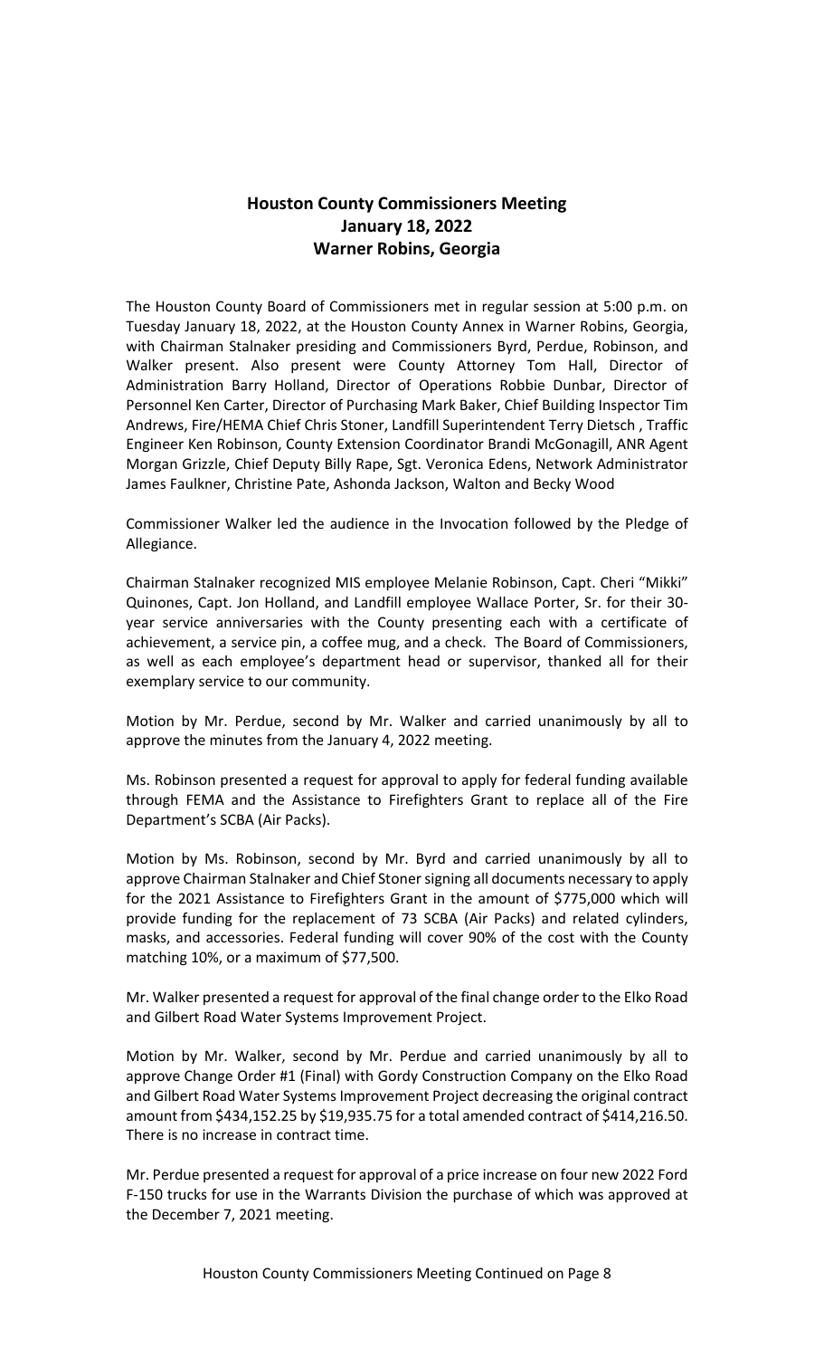# Houston County Commissioners Meeting
## January 18, 2022
## Warner Robins, Georgia

The Houston County Board of Commissioners met in regular session at 5:00 p.m. on Tuesday January 18, 2022, at the Houston County Annex in Warner Robins, Georgia, with Chairman Stalnaker presiding and Commissioners Byrd, Perdue, Robinson, and Walker present. Also present were County Attorney Tom Hall, Director of Administration Barry Holland, Director of Operations Robbie Dunbar, Director of Personnel Ken Carter, Director of Purchasing Mark Baker, Chief Building Inspector Tim Andrews, Fire/HEMA Chief Chris Stoner, Landfill Superintendent Terry Dietsch , Traffic Engineer Ken Robinson, County Extension Coordinator Brandi McGonagill, ANR Agent Morgan Grizzle, Chief Deputy Billy Rape, Sgt. Veronica Edens, Network Administrator James Faulkner, Christine Pate, Ashonda Jackson, Walton and Becky Wood

Commissioner Walker led the audience in the Invocation followed by the Pledge of Allegiance.

Chairman Stalnaker recognized MIS employee Melanie Robinson, Capt. Cheri "Mikki" Quinones, Capt. Jon Holland, and Landfill employee Wallace Porter, Sr. for their 30-year service anniversaries with the County presenting each with a certificate of achievement, a service pin, a coffee mug, and a check. The Board of Commissioners, as well as each employee's department head or supervisor, thanked all for their exemplary service to our community.

Motion by Mr. Perdue, second by Mr. Walker and carried unanimously by all to approve the minutes from the January 4, 2022 meeting.

Ms. Robinson presented a request for approval to apply for federal funding available through FEMA and the Assistance to Firefighters Grant to replace all of the Fire Department's SCBA (Air Packs).

Motion by Ms. Robinson, second by Mr. Byrd and carried unanimously by all to approve Chairman Stalnaker and Chief Stoner signing all documents necessary to apply for the 2021 Assistance to Firefighters Grant in the amount of $775,000 which will provide funding for the replacement of 73 SCBA (Air Packs) and related cylinders, masks, and accessories. Federal funding will cover 90% of the cost with the County matching 10%, or a maximum of $77,500.

Mr. Walker presented a request for approval of the final change order to the Elko Road and Gilbert Road Water Systems Improvement Project.

Motion by Mr. Walker, second by Mr. Perdue and carried unanimously by all to approve Change Order #1 (Final) with Gordy Construction Company on the Elko Road and Gilbert Road Water Systems Improvement Project decreasing the original contract amount from $434,152.25 by $19,935.75 for a total amended contract of $414,216.50. There is no increase in contract time.

Mr. Perdue presented a request for approval of a price increase on four new 2022 Ford F-150 trucks for use in the Warrants Division the purchase of which was approved at the December 7, 2021 meeting.

Houston County Commissioners Meeting Continued on Page 8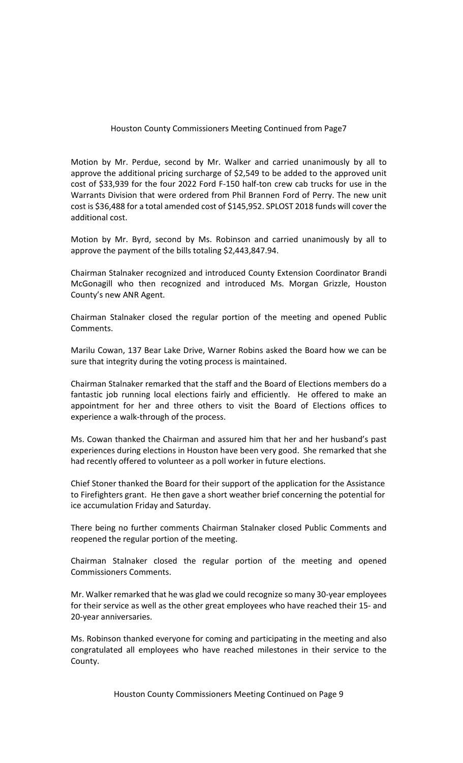Houston County Commissioners Meeting Continued from Page7

Motion by Mr. Perdue, second by Mr. Walker and carried unanimously by all to approve the additional pricing surcharge of $2,549 to be added to the approved unit cost of $33,939 for the four 2022 Ford F-150 half-ton crew cab trucks for use in the Warrants Division that were ordered from Phil Brannen Ford of Perry. The new unit cost is $36,488 for a total amended cost of $145,952. SPLOST 2018 funds will cover the additional cost.

Motion by Mr. Byrd, second by Ms. Robinson and carried unanimously by all to approve the payment of the bills totaling $2,443,847.94.

Chairman Stalnaker recognized and introduced County Extension Coordinator Brandi McGonagill who then recognized and introduced Ms. Morgan Grizzle, Houston County's new ANR Agent.

Chairman Stalnaker closed the regular portion of the meeting and opened Public Comments.

Marilu Cowan, 137 Bear Lake Drive, Warner Robins asked the Board how we can be sure that integrity during the voting process is maintained.

Chairman Stalnaker remarked that the staff and the Board of Elections members do a fantastic job running local elections fairly and efficiently. He offered to make an appointment for her and three others to visit the Board of Elections offices to experience a walk-through of the process.

Ms. Cowan thanked the Chairman and assured him that her and her husband's past experiences during elections in Houston have been very good. She remarked that she had recently offered to volunteer as a poll worker in future elections.

Chief Stoner thanked the Board for their support of the application for the Assistance to Firefighters grant. He then gave a short weather brief concerning the potential for ice accumulation Friday and Saturday.

There being no further comments Chairman Stalnaker closed Public Comments and reopened the regular portion of the meeting.

Chairman Stalnaker closed the regular portion of the meeting and opened Commissioners Comments.

Mr. Walker remarked that he was glad we could recognize so many 30-year employees for their service as well as the other great employees who have reached their 15- and 20-year anniversaries.

Ms. Robinson thanked everyone for coming and participating in the meeting and also congratulated all employees who have reached milestones in their service to the County.

Houston County Commissioners Meeting Continued on Page 9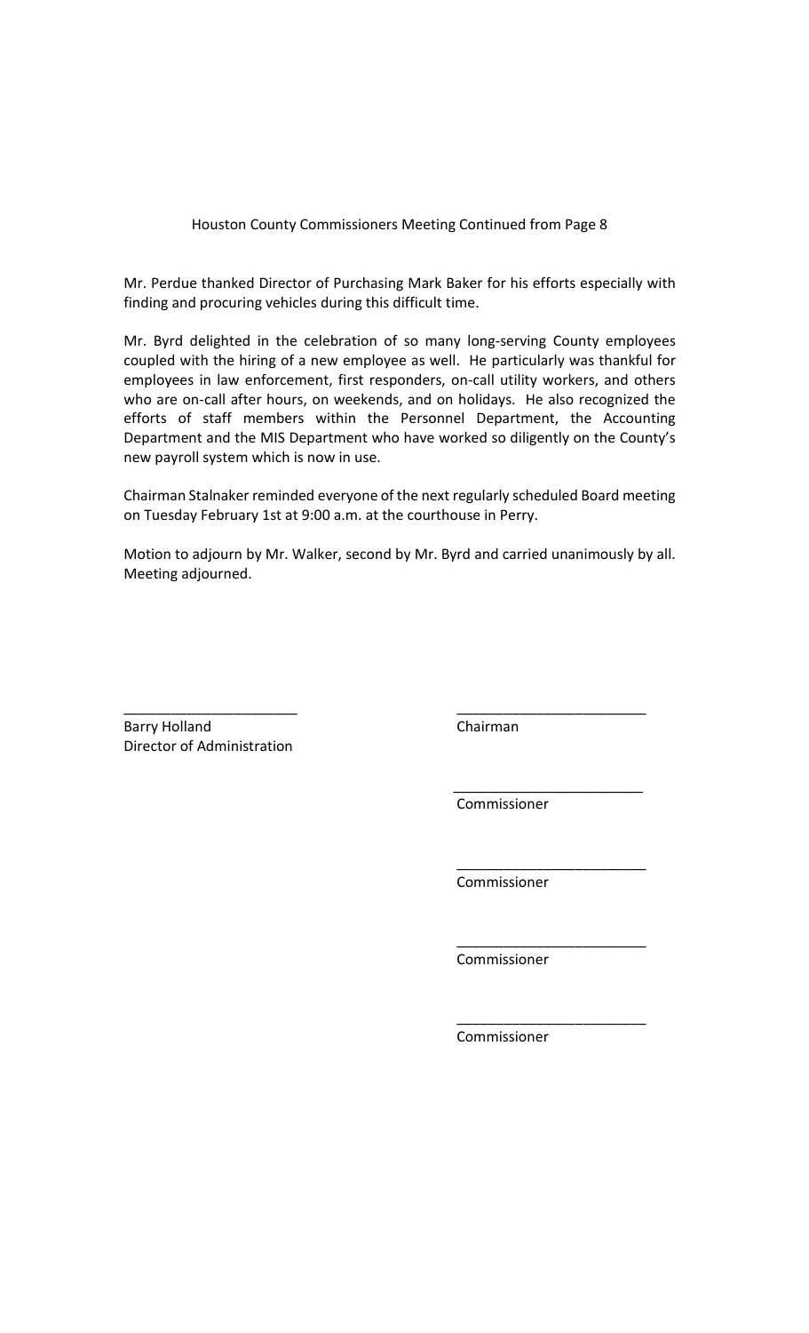Houston County Commissioners Meeting Continued from Page 8

Mr. Perdue thanked Director of Purchasing Mark Baker for his efforts especially with finding and procuring vehicles during this difficult time.

Mr. Byrd delighted in the celebration of so many long-serving County employees coupled with the hiring of a new employee as well. He particularly was thankful for employees in law enforcement, first responders, on-call utility workers, and others who are on-call after hours, on weekends, and on holidays. He also recognized the efforts of staff members within the Personnel Department, the Accounting Department and the MIS Department who have worked so diligently on the County's new payroll system which is now in use.

Chairman Stalnaker reminded everyone of the next regularly scheduled Board meeting on Tuesday February 1st at 9:00 a.m. at the courthouse in Perry.

Motion to adjourn by Mr. Walker, second by Mr. Byrd and carried unanimously by all. Meeting adjourned.

______________________
Barry Holland
Director of Administration

______________________
Chairman

______________________
Commissioner

______________________
Commissioner

______________________
Commissioner

______________________
Commissioner